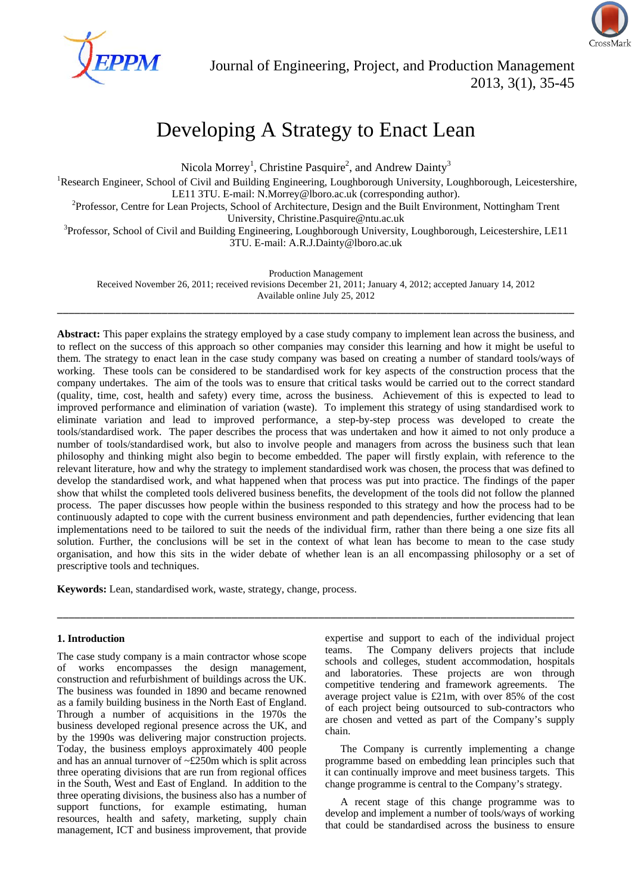# Developing A Strategy to Enact Lean

Nicola Morrey[1], Christine Pasquire[2], and Andrew Dainty[3]

[1]Research Engineer, School of Civil and Building Engineering, Loughborough University, Loughborough, Leicestershire, LE11 3TU. E-mail: N.Morrey@lboro.ac.uk (corresponding author).

[2]Professor, Centre for Lean Projects, School of Architecture, Design and the Built Environment, Nottingham Trent University, Christine.Pasquire@ntu.ac.uk

[3]Professor, School of Civil and Building Engineering, Loughborough University, Loughborough, Leicestershire, LE11 3TU. E-mail: A.R.J.Dainty@lboro.ac.uk

Production Management

Received November 26, 2011; received revisions December 21, 2011; January 4, 2012; accepted January 14, 2012

Available online July 25, 2012

---

**Abstract:** This paper explains the strategy employed by a case study company to implement lean across the business, and to reflect on the success of this approach so other companies may consider this learning and how it might be useful to them. The strategy to enact lean in the case study company was based on creating a number of standard tools/ways of working. These tools can be considered to be standardised work for key aspects of the construction process that the company undertakes. The aim of the tools was to ensure that critical tasks would be carried out to the correct standard (quality, time, cost, health and safety) every time, across the business. Achievement of this is expected to lead to improved performance and elimination of variation (waste). To implement this strategy of using standardised work to eliminate variation and lead to improved performance, a step-by-step process was developed to create the tools/standardised work. The paper describes the process that was undertaken and how it aimed to not only produce a number of tools/standardised work, but also to involve people and managers from across the business such that lean philosophy and thinking might also begin to become embedded. The paper will firstly explain, with reference to the relevant literature, how and why the strategy to implement standardised work was chosen, the process that was defined to develop the standardised work, and what happened when that process was put into practice. The findings of the paper show that whilst the completed tools delivered business benefits, the development of the tools did not follow the planned process. The paper discusses how people within the business responded to this strategy and how the process had to be continuously adapted to cope with the current business environment and path dependencies, further evidencing that lean implementations need to be tailored to suit the needs of the individual firm, rather than there being a one size fits all solution. Further, the conclusions will be set in the context of what lean has become to mean to the case study organisation, and how this sits in the wider debate of whether lean is an all encompassing philosophy or a set of prescriptive tools and techniques.

**Keywords:** Lean, standardised work, waste, strategy, change, process.

---

## 1. Introduction

The case study company is a main contractor whose scope of works encompasses the design management, construction and refurbishment of buildings across the UK. The business was founded in 1890 and became renowned as a family building business in the North East of England. Through a number of acquisitions in the 1970s the business developed regional presence across the UK, and by the 1990s was delivering major construction projects. Today, the business employs approximately 400 people and has an annual turnover of ~£250m which is split across three operating divisions that are run from regional offices in the South, West and East of England. In addition to the three operating divisions, the business also has a number of support functions, for example estimating, human resources, health and safety, marketing, supply chain management, ICT and business improvement, that provide expertise and support to each of the individual project teams. The Company delivers projects that include schools and colleges, student accommodation, hospitals and laboratories. These projects are won through competitive tendering and framework agreements. The average project value is £21m, with over 85% of the cost of each project being outsourced to sub-contractors who are chosen and vetted as part of the Company's supply chain.

The Company is currently implementing a change programme based on embedding lean principles such that it can continually improve and meet business targets. This change programme is central to the Company's strategy.

A recent stage of this change programme was to develop and implement a number of tools/ways of working that could be standardised across the business to ensure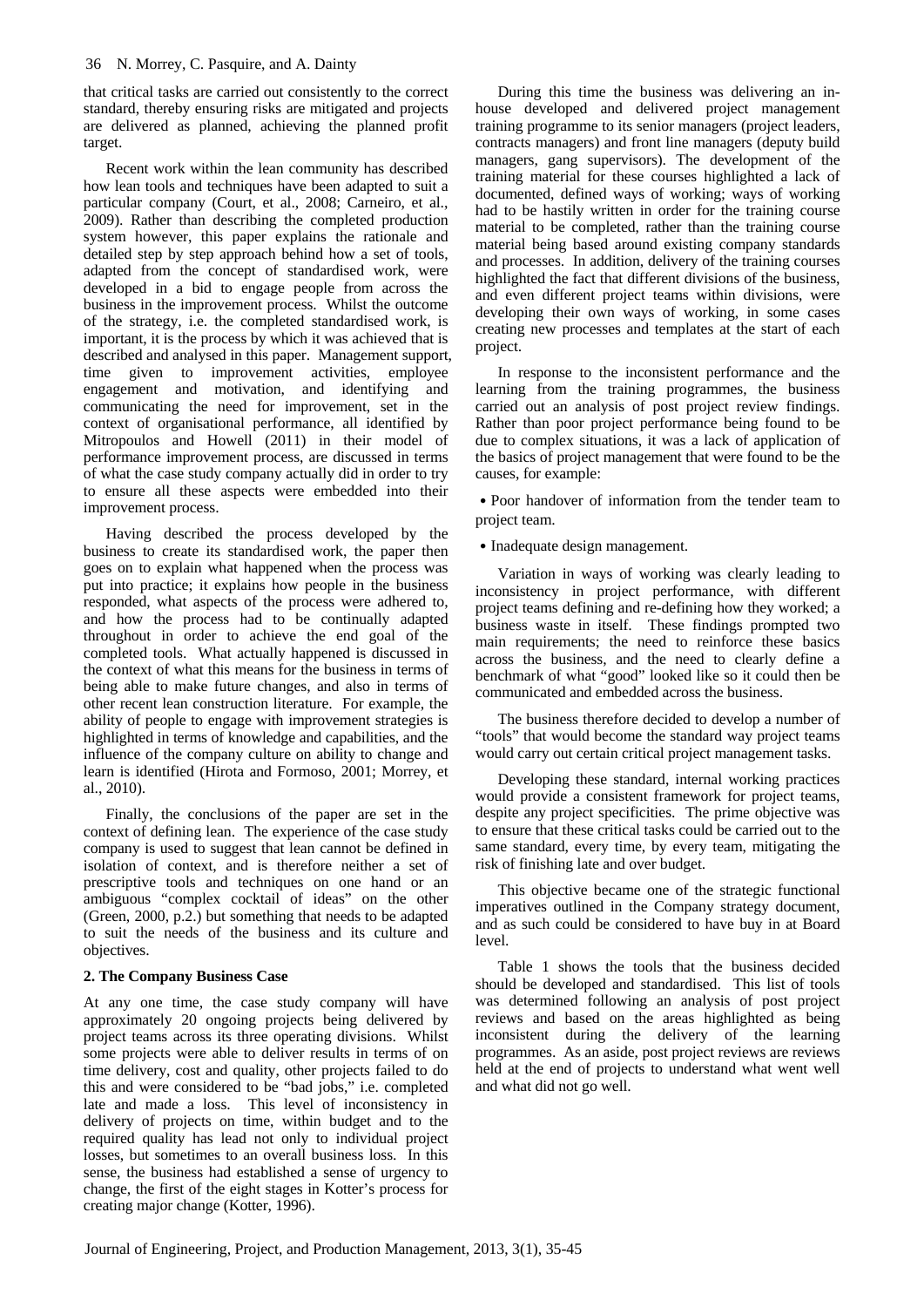that critical tasks are carried out consistently to the correct standard, thereby ensuring risks are mitigated and projects are delivered as planned, achieving the planned profit target.

Recent work within the lean community has described how lean tools and techniques have been adapted to suit a particular company (Court, et al., 2008; Carneiro, et al., 2009). Rather than describing the completed production system however, this paper explains the rationale and detailed step by step approach behind how a set of tools, adapted from the concept of standardised work, were developed in a bid to engage people from across the business in the improvement process. Whilst the outcome of the strategy, i.e. the completed standardised work, is important, it is the process by which it was achieved that is described and analysed in this paper. Management support, time given to improvement activities, employee engagement and motivation, and identifying and communicating the need for improvement, set in the context of organisational performance, all identified by Mitropoulos and Howell (2011) in their model of performance improvement process, are discussed in terms of what the case study company actually did in order to try to ensure all these aspects were embedded into their improvement process.

Having described the process developed by the business to create its standardised work, the paper then goes on to explain what happened when the process was put into practice; it explains how people in the business responded, what aspects of the process were adhered to, and how the process had to be continually adapted throughout in order to achieve the end goal of the completed tools. What actually happened is discussed in the context of what this means for the business in terms of being able to make future changes, and also in terms of other recent lean construction literature. For example, the ability of people to engage with improvement strategies is highlighted in terms of knowledge and capabilities, and the influence of the company culture on ability to change and learn is identified (Hirota and Formoso, 2001; Morrey, et al., 2010).

Finally, the conclusions of the paper are set in the context of defining lean. The experience of the case study company is used to suggest that lean cannot be defined in isolation of context, and is therefore neither a set of prescriptive tools and techniques on one hand or an ambiguous "complex cocktail of ideas" on the other (Green, 2000, p.2.) but something that needs to be adapted to suit the needs of the business and its culture and objectives.

## 2. The Company Business Case

At any one time, the case study company will have approximately 20 ongoing projects being delivered by project teams across its three operating divisions. Whilst some projects were able to deliver results in terms of on time delivery, cost and quality, other projects failed to do this and were considered to be "bad jobs," i.e. completed late and made a loss. This level of inconsistency in delivery of projects on time, within budget and to the required quality has lead not only to individual project losses, but sometimes to an overall business loss. In this sense, the business had established a sense of urgency to change, the first of the eight stages in Kotter's process for creating major change (Kotter, 1996).

During this time the business was delivering an in-house developed and delivered project management training programme to its senior managers (project leaders, contracts managers) and front line managers (deputy build managers, gang supervisors). The development of the training material for these courses highlighted a lack of documented, defined ways of working; ways of working had to be hastily written in order for the training course material to be completed, rather than the training course material being based around existing company standards and processes. In addition, delivery of the training courses highlighted the fact that different divisions of the business, and even different project teams within divisions, were developing their own ways of working, in some cases creating new processes and templates at the start of each project.

In response to the inconsistent performance and the learning from the training programmes, the business carried out an analysis of post project review findings. Rather than poor project performance being found to be due to complex situations, it was a lack of application of the basics of project management that were found to be the causes, for example:

- Poor handover of information from the tender team to project team.
- Inadequate design management.

Variation in ways of working was clearly leading to inconsistency in project performance, with different project teams defining and re-defining how they worked; a business waste in itself. These findings prompted two main requirements; the need to reinforce these basics across the business, and the need to clearly define a benchmark of what "good" looked like so it could then be communicated and embedded across the business.

The business therefore decided to develop a number of "tools" that would become the standard way project teams would carry out certain critical project management tasks.

Developing these standard, internal working practices would provide a consistent framework for project teams, despite any project specificities. The prime objective was to ensure that these critical tasks could be carried out to the same standard, every time, by every team, mitigating the risk of finishing late and over budget.

This objective became one of the strategic functional imperatives outlined in the Company strategy document, and as such could be considered to have buy in at Board level.

Table 1 shows the tools that the business decided should be developed and standardised. This list of tools was determined following an analysis of post project reviews and based on the areas highlighted as being inconsistent during the delivery of the learning programmes. As an aside, post project reviews are reviews held at the end of projects to understand what went well and what did not go well.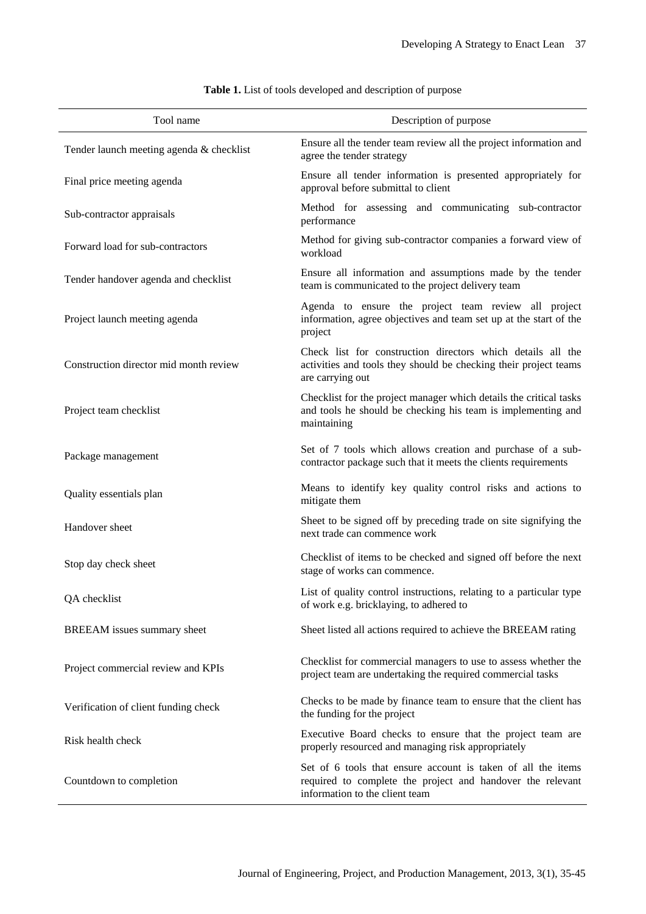**Table 1.** List of tools developed and description of purpose

| Tool name | Description of purpose |
| --- | --- |
| Tender launch meeting agenda & checklist | Ensure all the tender team review all the project information and agree the tender strategy |
| Final price meeting agenda | Ensure all tender information is presented appropriately for approval before submittal to client |
| Sub-contractor appraisals | Method for assessing and communicating sub-contractor performance |
| Forward load for sub-contractors | Method for giving sub-contractor companies a forward view of workload |
| Tender handover agenda and checklist | Ensure all information and assumptions made by the tender team is communicated to the project delivery team |
| Project launch meeting agenda | Agenda to ensure the project team review all project information, agree objectives and team set up at the start of the project |
| Construction director mid month review | Check list for construction directors which details all the activities and tools they should be checking their project teams are carrying out |
| Project team checklist | Checklist for the project manager which details the critical tasks and tools he should be checking his team is implementing and maintaining |
| Package management | Set of 7 tools which allows creation and purchase of a sub-contractor package such that it meets the clients requirements |
| Quality essentials plan | Means to identify key quality control risks and actions to mitigate them |
| Handover sheet | Sheet to be signed off by preceding trade on site signifying the next trade can commence work |
| Stop day check sheet | Checklist of items to be checked and signed off before the next stage of works can commence. |
| QA checklist | List of quality control instructions, relating to a particular type of work e.g. bricklaying, to adhered to |
| BREEAM issues summary sheet | Sheet listed all actions required to achieve the BREEAM rating |
| Project commercial review and KPIs | Checklist for commercial managers to use to assess whether the project team are undertaking the required commercial tasks |
| Verification of client funding check | Checks to be made by finance team to ensure that the client has the funding for the project |
| Risk health check | Executive Board checks to ensure that the project team are properly resourced and managing risk appropriately |
| Countdown to completion | Set of 6 tools that ensure account is taken of all the items required to complete the project and handover the relevant information to the client team |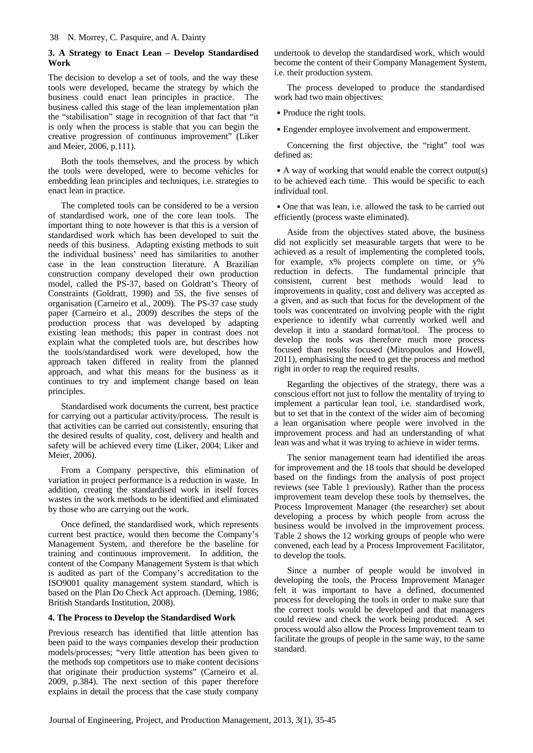## 3. A Strategy to Enact Lean – Develop Standardised Work

The decision to develop a set of tools, and the way these tools were developed, became the strategy by which the business could enact lean principles in practice. The business called this stage of the lean implementation plan the "stabilisation" stage in recognition of that fact that "it is only when the process is stable that you can begin the creative progression of continuous improvement" (Liker and Meier, 2006, p.111).

Both the tools themselves, and the process by which the tools were developed, were to become vehicles for embedding lean principles and techniques, i.e. strategies to enact lean in practice.

The completed tools can be considered to be a version of standardised work, one of the core lean tools. The important thing to note however is that this is a version of standardised work which has been developed to suit the needs of this business. Adapting existing methods to suit the individual business' need has similarities to another case in the lean construction literature. A Brazilian construction company developed their own production model, called the PS-37, based on Goldratt's Theory of Constraints (Goldratt, 1990) and 5S, the five senses of organisation (Carneiro et al., 2009). The PS-37 case study paper (Carneiro et al., 2009) describes the steps of the production process that was developed by adapting existing lean methods; this paper in contrast does not explain what the completed tools are, but describes how the tools/standardised work were developed, how the approach taken differed in reality from the planned approach, and what this means for the business as it continues to try and implement change based on lean principles.

Standardised work documents the current, best practice for carrying out a particular activity/process. The result is that activities can be carried out consistently, ensuring that the desired results of quality, cost, delivery and health and safety will be achieved every time (Liker, 2004; Liker and Meier, 2006).

From a Company perspective, this elimination of variation in project performance is a reduction in waste. In addition, creating the standardised work in itself forces wastes in the work methods to be identified and eliminated by those who are carrying out the work.

Once defined, the standardised work, which represents current best practice, would then become the Company's Management System, and therefore be the baseline for training and continuous improvement. In addition, the content of the Company Management System is that which is audited as part of the Company's accreditation to the ISO9001 quality management system standard, which is based on the Plan Do Check Act approach. (Deming, 1986; British Standards Institution, 2008).

## 4. The Process to Develop the Standardised Work

Previous research has identified that little attention has been paid to the ways companies develop their production models/processes; "very little attention has been given to the methods top competitors use to make content decisions that originate their production systems" (Carneiro et al. 2009, p.384). The next section of this paper therefore explains in detail the process that the case study company undertook to develop the standardised work, which would become the content of their Company Management System, i.e. their production system.

The process developed to produce the standardised work had two main objectives:

- Produce the right tools.
- Engender employee involvement and empowerment.

Concerning the first objective, the "right" tool was defined as:

- A way of working that would enable the correct output(s) to be achieved each time. This would be specific to each individual tool.
- One that was lean, i.e. allowed the task to be carried out efficiently (process waste eliminated).

Aside from the objectives stated above, the business did not explicitly set measurable targets that were to be achieved as a result of implementing the completed tools, for example, x% projects complete on time, or y% reduction in defects. The fundamental principle that consistent, current best methods would lead to improvements in quality, cost and delivery was accepted as a given, and as such that focus for the development of the tools was concentrated on involving people with the right experience to identify what currently worked well and develop it into a standard format/tool. The process to develop the tools was therefore much more process focused than results focused (Mitropoulos and Howell, 2011), emphasising the need to get the process and method right in order to reap the required results.

Regarding the objectives of the strategy, there was a conscious effort not just to follow the mentality of trying to implement a particular lean tool, i.e. standardised work, but to set that in the context of the wider aim of becoming a lean organisation where people were involved in the improvement process and had an understanding of what lean was and what it was trying to achieve in wider terms.

The senior management team had identified the areas for improvement and the 18 tools that should be developed based on the findings from the analysis of post project reviews (see Table 1 previously). Rather than the process improvement team develop these tools by themselves, the Process Improvement Manager (the researcher) set about developing a process by which people from across the business would be involved in the improvement process. Table 2 shows the 12 working groups of people who were convened, each lead by a Process Improvement Facilitator, to develop the tools.

Since a number of people would be involved in developing the tools, the Process Improvement Manager felt it was important to have a defined, documented process for developing the tools in order to make sure that the correct tools would be developed and that managers could review and check the work being produced. A set process would also allow the Process Improvement team to facilitate the groups of people in the same way, to the same standard.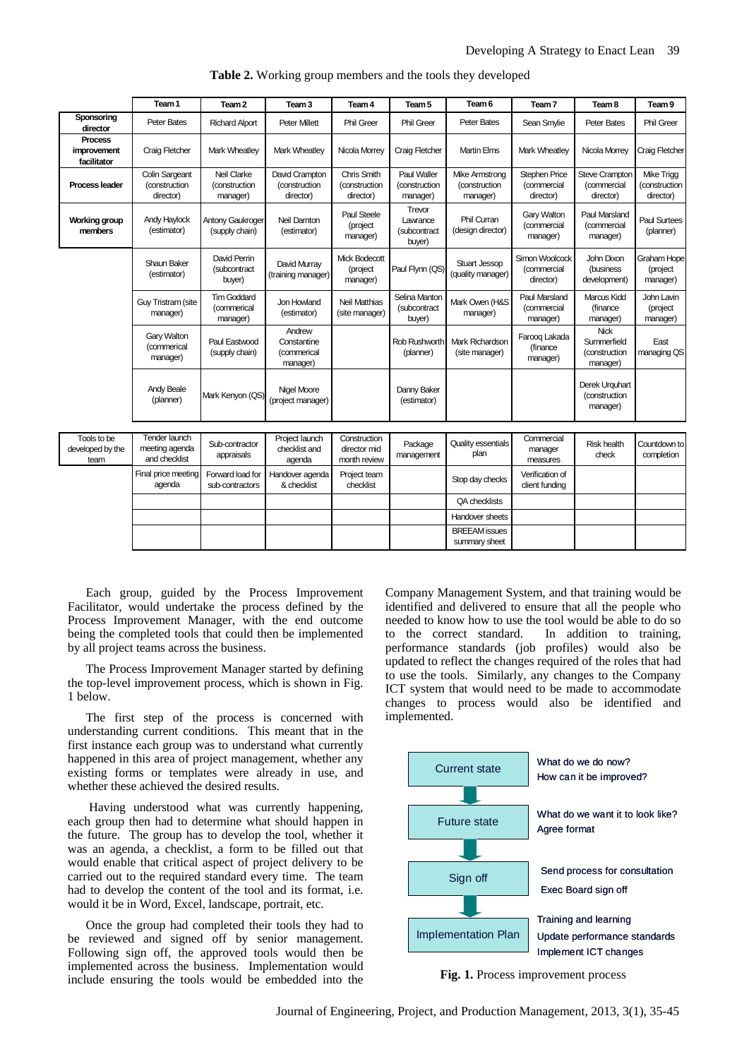**Table 2.** Working group members and the tools they developed

| | Team 1 | Team 2 | Team 3 | Team 4 | Team 5 | Team 6 | Team 7 | Team 8 | Team 9 |
|---|---|---|---|---|---|---|---|---|---|
| **Sponsoring director** | Peter Bates | Richard Alport | Peter Millett | Phil Greer | Phil Greer | Peter Bates | Sean Smylie | Peter Bates | Phil Greer |
| **Process improvement facilitator** | Craig Fletcher | Mark Wheatley | Mark Wheatley | Nicola Morrey | Craig Fletcher | Martin Elms | Mark Wheatley | Nicola Morrey | Craig Fletcher |
| **Process leader** | Colin Sargeant (construction director) | Neil Clarke (construction manager) | David Crampton (construction director) | Chris Smith (construction director) | Paul Waller (construction manager) | Mike Armstrong (construction manager) | Stephen Price (commercial director) | Steve Crampton (commercial director) | Mike Trigg (construction director) |
| **Working group members** | Andy Haylock (estimator) | Antony Gaukroger (supply chain) | Neil Darnton (estimator) | Paul Steele (project manager) | Trevor Lawrance (subcontract buyer) | Phil Curran (design director) | Gary Walton (commercial manager) | Paul Marsland (commercial manager) | Paul Surtees (planner) |
| | Shaun Baker (estimator) | David Perrin (subcontract buyer) | David Murray (training manager) | Mick Bodecott (project manager) | Paul Flynn (QS) | Stuart Jessop (quality manager) | Simon Woolcock (commercial director) | John Dixon (business development) | Graham Hope (project manager) |
| | Guy Tristram (site manager) | Tim Goddard (commerical manager) | Jon Howland (estimator) | Neil Matthias (site manager) | Selina Manton (subcontract buyer) | Mark Owen (H&S manager) | Paul Marsland (commercial manager) | Marcus Kidd (finance manager) | John Lavin (project manager) |
| | Gary Walton (commerical manager) | Paul Eastwood (supply chain) | Andrew Constantine (commercial manager) | | Rob Rushworth (planner) | Mark Richardson (site manager) | Farooq Lakada (finance manager) | Nick Summerfield (construction manager) | East managing QS |
| | Andy Beale (planner) | Mark Kenyon (QS) | Nigel Moore (project manager) | | Danny Baker (estimator) | | | Derek Urquhart (construction manager) | |
| Tools to be developed by the team | Tender launch meeting agenda and checklist | Sub-contractor appraisals | Project launch checklist and agenda | Construction director mid month review | Package management | Quality essentials plan | Commercial manager measures | Risk health check | Countdown to completion |
| | Final price meeting agenda | Forward load for sub-contractors | Handover agenda & checklist | Project team checklist | | Stop day checks | Verification of client funding | | |
| | | | | | | QA checklists | | | |
| | | | | | | Handover sheets | | | |
| | | | | | | BREEAM issues summary sheet | | | |

Each group, guided by the Process Improvement Facilitator, would undertake the process defined by the Process Improvement Manager, with the end outcome being the completed tools that could then be implemented by all project teams across the business.

The Process Improvement Manager started by defining the top-level improvement process, which is shown in Fig. 1 below.

The first step of the process is concerned with understanding current conditions. This meant that in the first instance each group was to understand what currently happened in this area of project management, whether any existing forms or templates were already in use, and whether these achieved the desired results.

Having understood what was currently happening, each group then had to determine what should happen in the future. The group has to develop the tool, whether it was an agenda, a checklist, a form to be filled out that would enable that critical aspect of project delivery to be carried out to the required standard every time. The team had to develop the content of the tool and its format, i.e. would it be in Word, Excel, landscape, portrait, etc.

Once the group had completed their tools they had to be reviewed and signed off by senior management. Following sign off, the approved tools would then be implemented across the business. Implementation would include ensuring the tools would be embedded into the Company Management System, and that training would be identified and delivered to ensure that all the people who needed to know how to use the tool would be able to do so to the correct standard. In addition to training, performance standards (job profiles) would also be updated to reflect the changes required of the roles that had to use the tools. Similarly, any changes to the Company ICT system that would need to be made to accommodate changes to process would also be identified and implemented.

| Stage | Activities |
|---|---|
| Current state | What do we do now? How can it be improved? |
| Future state | What do we want it to look like? Agree format |
| Sign off | Send process for consultation; Exec Board sign off |
| Implementation Plan | Training and learning; Update performance standards; Implement ICT changes |

**Fig. 1.** Process improvement process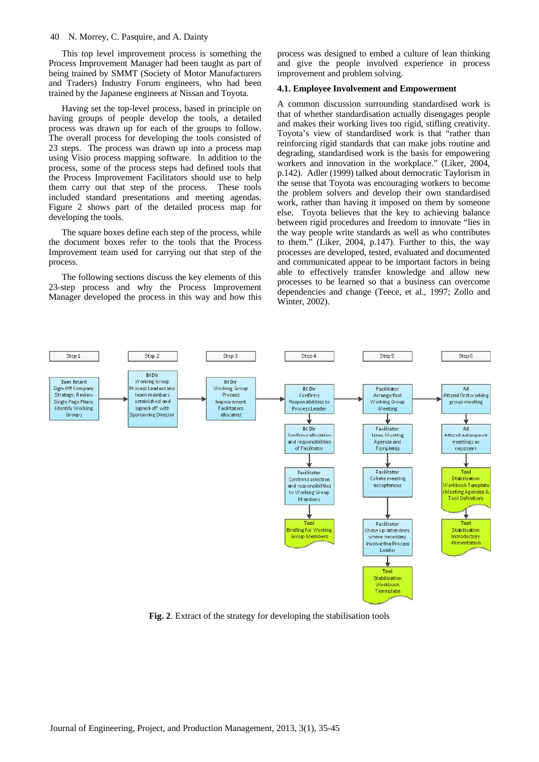This top level improvement process is something the Process Improvement Manager had been taught as part of being trained by SMMT (Society of Motor Manufacturers and Traders) Industry Forum engineers, who had been trained by the Japanese engineers at Nissan and Toyota.

Having set the top-level process, based in principle on having groups of people develop the tools, a detailed process was drawn up for each of the groups to follow. The overall process for developing the tools consisted of 23 steps. The process was drawn up into a process map using Visio process mapping software. In addition to the process, some of the process steps had defined tools that the Process Improvement Facilitators should use to help them carry out that step of the process. These tools included standard presentations and meeting agendas. Figure 2 shows part of the detailed process map for developing the tools.

The square boxes define each step of the process, while the document boxes refer to the tools that the Process Improvement team used for carrying out that step of the process.

The following sections discuss the key elements of this 23-step process and why the Process Improvement Manager developed the process in this way and how this process was designed to embed a culture of lean thinking and give the people involved experience in process improvement and problem solving.

### 4.1. Employee Involvement and Empowerment

A common discussion surrounding standardised work is that of whether standardisation actually disengages people and makes their working lives too rigid, stifling creativity. Toyota's view of standardised work is that "rather than reinforcing rigid standards that can make jobs routine and degrading, standardised work is the basis for empowering workers and innovation in the workplace." (Liker, 2004, p.142). Adler (1999) talked about democratic Taylorism in the sense that Toyota was encouraging workers to become the problem solvers and develop their own standardised work, rather than having it imposed on them by someone else. Toyota believes that the key to achieving balance between rigid procedures and freedom to innovate "lies in the way people write standards as well as who contributes to them." (Liker, 2004, p.147). Further to this, the way processes are developed, tested, evaluated and documented and communicated appear to be important factors in being able to effectively transfer knowledge and allow new processes to be learned so that a business can overcome dependencies and change (Teece, et al., 1997; Zollo and Winter, 2002).

Step 1: Exec Board Sign-Off Company Strategy, Review Single Page Plans, Identify Working Groups

Step 2: BI Dir Working Group Process Leaders and team members established and signed-off with Sponsoring Director

Step 3: BI Dir Working Group Process Improvement Facilitators allocated

Step 4: BI Dir Confirms Responsibilities to Process Leader → BI Dir Confirms allocation and responsibilities of Facilitator → Facilitator Confirms selection and responsibilities to Working Group Members → Tool: Briefing for Working Group Members

Step 5: Facilitator Arrange first Working Group Meeting → Facilitator Issue Meeting Agenda and Templates → Facilitator Collate meeting acceptances → Facilitator Chase up attendees, where necessary involve the Process Leader → Tool: Stabilisation Workbook Template

Step 6: All Attend first working group meeting → All Attend subsequent meetings as necessary → Tool: Stabilisation Workbook Template (Meeting Agendas & Tool Definition) → Tool: Stabilisation Introductory Presentation

**Fig. 2**. Extract of the strategy for developing the stabilisation tools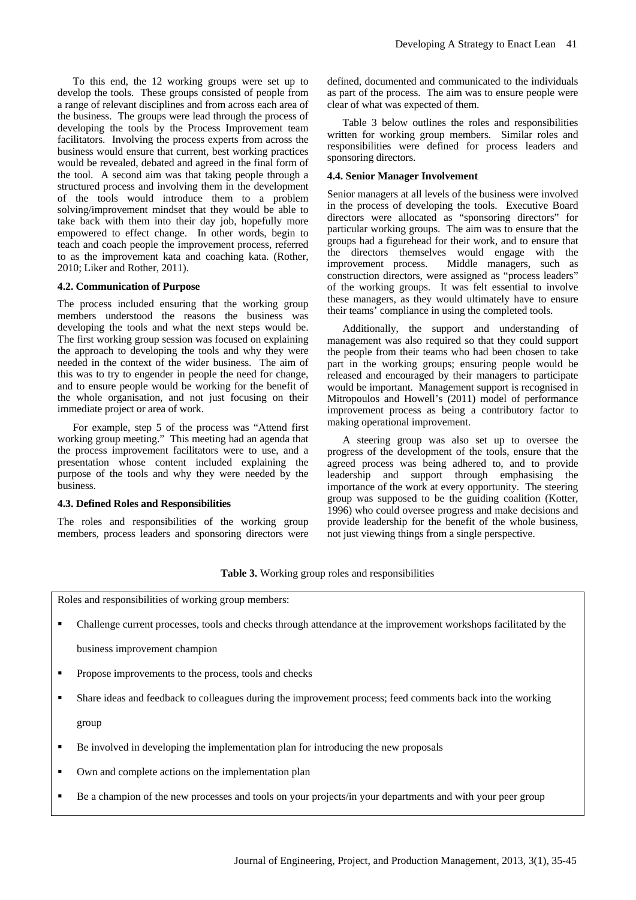To this end, the 12 working groups were set up to develop the tools. These groups consisted of people from a range of relevant disciplines and from across each area of the business. The groups were lead through the process of developing the tools by the Process Improvement team facilitators. Involving the process experts from across the business would ensure that current, best working practices would be revealed, debated and agreed in the final form of the tool. A second aim was that taking people through a structured process and involving them in the development of the tools would introduce them to a problem solving/improvement mindset that they would be able to take back with them into their day job, hopefully more empowered to effect change. In other words, begin to teach and coach people the improvement process, referred to as the improvement kata and coaching kata. (Rother, 2010; Liker and Rother, 2011).

### 4.2. Communication of Purpose

The process included ensuring that the working group members understood the reasons the business was developing the tools and what the next steps would be. The first working group session was focused on explaining the approach to developing the tools and why they were needed in the context of the wider business. The aim of this was to try to engender in people the need for change, and to ensure people would be working for the benefit of the whole organisation, and not just focusing on their immediate project or area of work.

For example, step 5 of the process was "Attend first working group meeting." This meeting had an agenda that the process improvement facilitators were to use, and a presentation whose content included explaining the purpose of the tools and why they were needed by the business.

### 4.3. Defined Roles and Responsibilities

The roles and responsibilities of the working group members, process leaders and sponsoring directors were defined, documented and communicated to the individuals as part of the process. The aim was to ensure people were clear of what was expected of them.

Table 3 below outlines the roles and responsibilities written for working group members. Similar roles and responsibilities were defined for process leaders and sponsoring directors.

### 4.4. Senior Manager Involvement

Senior managers at all levels of the business were involved in the process of developing the tools. Executive Board directors were allocated as "sponsoring directors" for particular working groups. The aim was to ensure that the groups had a figurehead for their work, and to ensure that the directors themselves would engage with the improvement process. Middle managers, such as construction directors, were assigned as "process leaders" of the working groups. It was felt essential to involve these managers, as they would ultimately have to ensure their teams' compliance in using the completed tools.

Additionally, the support and understanding of management was also required so that they could support the people from their teams who had been chosen to take part in the working groups; ensuring people would be released and encouraged by their managers to participate would be important. Management support is recognised in Mitropoulos and Howell's (2011) model of performance improvement process as being a contributory factor to making operational improvement.

A steering group was also set up to oversee the progress of the development of the tools, ensure that the agreed process was being adhered to, and to provide leadership and support through emphasising the importance of the work at every opportunity. The steering group was supposed to be the guiding coalition (Kotter, 1996) who could oversee progress and make decisions and provide leadership for the benefit of the whole business, not just viewing things from a single perspective.

**Table 3.** Working group roles and responsibilities

| Roles and responsibilities of working group members: |
|---|
| ▪ Challenge current processes, tools and checks through attendance at the improvement workshops facilitated by the business improvement champion |
| ▪ Propose improvements to the process, tools and checks |
| ▪ Share ideas and feedback to colleagues during the improvement process; feed comments back into the working group |
| ▪ Be involved in developing the implementation plan for introducing the new proposals |
| ▪ Own and complete actions on the implementation plan |
| ▪ Be a champion of the new processes and tools on your projects/in your departments and with your peer group |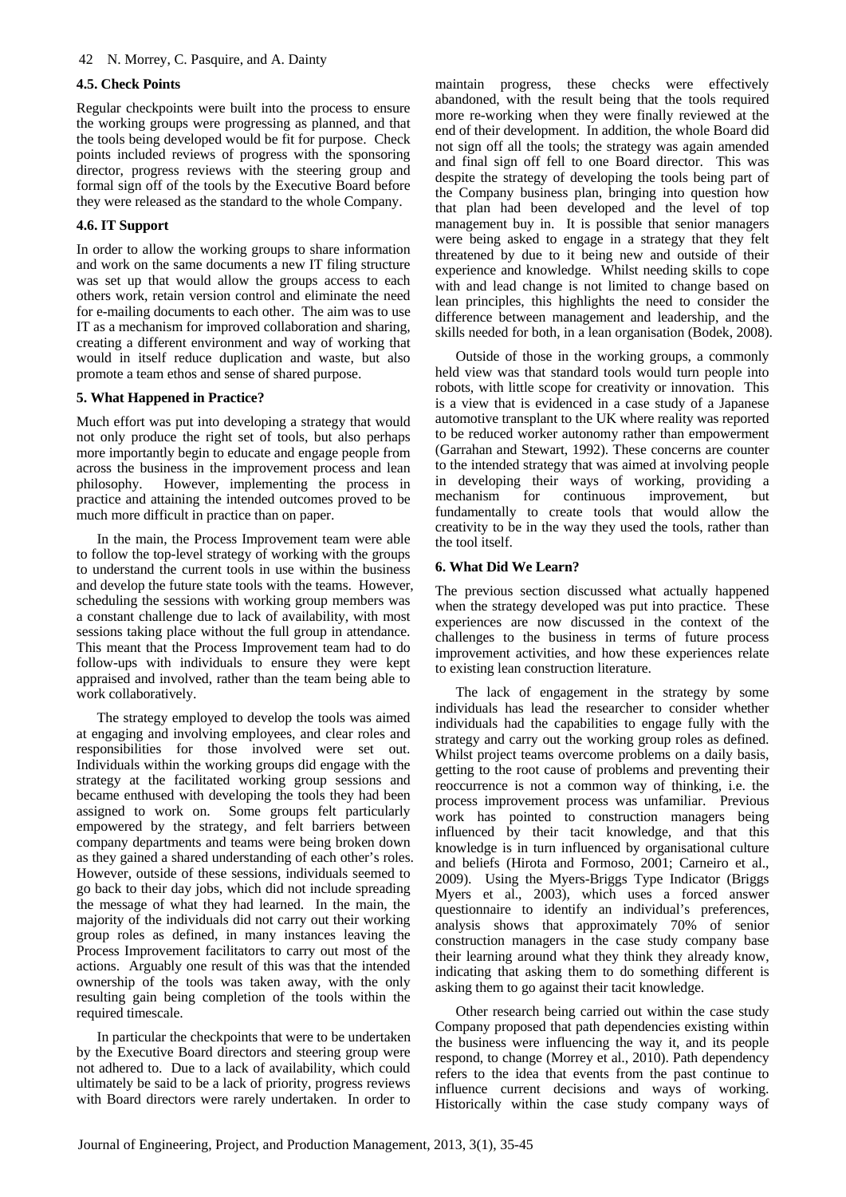### 4.5. Check Points

Regular checkpoints were built into the process to ensure the working groups were progressing as planned, and that the tools being developed would be fit for purpose. Check points included reviews of progress with the sponsoring director, progress reviews with the steering group and formal sign off of the tools by the Executive Board before they were released as the standard to the whole Company.

### 4.6. IT Support

In order to allow the working groups to share information and work on the same documents a new IT filing structure was set up that would allow the groups access to each others work, retain version control and eliminate the need for e-mailing documents to each other. The aim was to use IT as a mechanism for improved collaboration and sharing, creating a different environment and way of working that would in itself reduce duplication and waste, but also promote a team ethos and sense of shared purpose.

## 5. What Happened in Practice?

Much effort was put into developing a strategy that would not only produce the right set of tools, but also perhaps more importantly begin to educate and engage people from across the business in the improvement process and lean philosophy. However, implementing the process in practice and attaining the intended outcomes proved to be much more difficult in practice than on paper.

In the main, the Process Improvement team were able to follow the top-level strategy of working with the groups to understand the current tools in use within the business and develop the future state tools with the teams. However, scheduling the sessions with working group members was a constant challenge due to lack of availability, with most sessions taking place without the full group in attendance. This meant that the Process Improvement team had to do follow-ups with individuals to ensure they were kept appraised and involved, rather than the team being able to work collaboratively.

The strategy employed to develop the tools was aimed at engaging and involving employees, and clear roles and responsibilities for those involved were set out. Individuals within the working groups did engage with the strategy at the facilitated working group sessions and became enthused with developing the tools they had been assigned to work on. Some groups felt particularly empowered by the strategy, and felt barriers between company departments and teams were being broken down as they gained a shared understanding of each other's roles. However, outside of these sessions, individuals seemed to go back to their day jobs, which did not include spreading the message of what they had learned. In the main, the majority of the individuals did not carry out their working group roles as defined, in many instances leaving the Process Improvement facilitators to carry out most of the actions. Arguably one result of this was that the intended ownership of the tools was taken away, with the only resulting gain being completion of the tools within the required timescale.

In particular the checkpoints that were to be undertaken by the Executive Board directors and steering group were not adhered to. Due to a lack of availability, which could ultimately be said to be a lack of priority, progress reviews with Board directors were rarely undertaken. In order to maintain progress, these checks were effectively abandoned, with the result being that the tools required more re-working when they were finally reviewed at the end of their development. In addition, the whole Board did not sign off all the tools; the strategy was again amended and final sign off fell to one Board director. This was despite the strategy of developing the tools being part of the Company business plan, bringing into question how that plan had been developed and the level of top management buy in. It is possible that senior managers were being asked to engage in a strategy that they felt threatened by due to it being new and outside of their experience and knowledge. Whilst needing skills to cope with and lead change is not limited to change based on lean principles, this highlights the need to consider the difference between management and leadership, and the skills needed for both, in a lean organisation (Bodek, 2008).

Outside of those in the working groups, a commonly held view was that standard tools would turn people into robots, with little scope for creativity or innovation. This is a view that is evidenced in a case study of a Japanese automotive transplant to the UK where reality was reported to be reduced worker autonomy rather than empowerment (Garrahan and Stewart, 1992). These concerns are counter to the intended strategy that was aimed at involving people in developing their ways of working, providing a mechanism for continuous improvement, but fundamentally to create tools that would allow the creativity to be in the way they used the tools, rather than the tool itself.

## 6. What Did We Learn?

The previous section discussed what actually happened when the strategy developed was put into practice. These experiences are now discussed in the context of the challenges to the business in terms of future process improvement activities, and how these experiences relate to existing lean construction literature.

The lack of engagement in the strategy by some individuals has lead the researcher to consider whether individuals had the capabilities to engage fully with the strategy and carry out the working group roles as defined. Whilst project teams overcome problems on a daily basis, getting to the root cause of problems and preventing their reoccurrence is not a common way of thinking, i.e. the process improvement process was unfamiliar. Previous work has pointed to construction managers being influenced by their tacit knowledge, and that this knowledge is in turn influenced by organisational culture and beliefs (Hirota and Formoso, 2001; Carneiro et al., 2009). Using the Myers-Briggs Type Indicator (Briggs Myers et al., 2003), which uses a forced answer questionnaire to identify an individual's preferences, analysis shows that approximately 70% of senior construction managers in the case study company base their learning around what they think they already know, indicating that asking them to do something different is asking them to go against their tacit knowledge.

Other research being carried out within the case study Company proposed that path dependencies existing within the business were influencing the way it, and its people respond, to change (Morrey et al., 2010). Path dependency refers to the idea that events from the past continue to influence current decisions and ways of working. Historically within the case study company ways of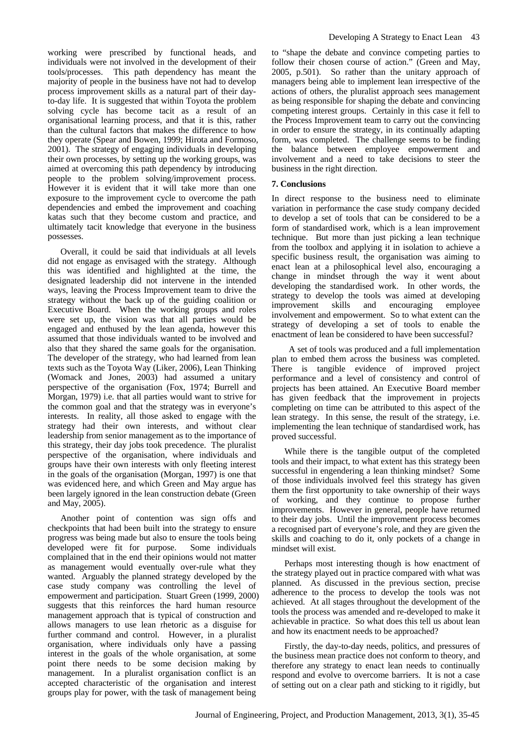working were prescribed by functional heads, and individuals were not involved in the development of their tools/processes. This path dependency has meant the majority of people in the business have not had to develop process improvement skills as a natural part of their day-to-day life. It is suggested that within Toyota the problem solving cycle has become tacit as a result of an organisational learning process, and that it is this, rather than the cultural factors that makes the difference to how they operate (Spear and Bowen, 1999; Hirota and Formoso, 2001). The strategy of engaging individuals in developing their own processes, by setting up the working groups, was aimed at overcoming this path dependency by introducing people to the problem solving/improvement process. However it is evident that it will take more than one exposure to the improvement cycle to overcome the path dependencies and embed the improvement and coaching katas such that they become custom and practice, and ultimately tacit knowledge that everyone in the business possesses.

Overall, it could be said that individuals at all levels did not engage as envisaged with the strategy. Although this was identified and highlighted at the time, the designated leadership did not intervene in the intended ways, leaving the Process Improvement team to drive the strategy without the back up of the guiding coalition or Executive Board. When the working groups and roles were set up, the vision was that all parties would be engaged and enthused by the lean agenda, however this assumed that those individuals wanted to be involved and also that they shared the same goals for the organisation. The developer of the strategy, who had learned from lean texts such as the Toyota Way (Liker, 2006), Lean Thinking (Womack and Jones, 2003) had assumed a unitary perspective of the organisation (Fox, 1974; Burrell and Morgan, 1979) i.e. that all parties would want to strive for the common goal and that the strategy was in everyone's interests. In reality, all those asked to engage with the strategy had their own interests, and without clear leadership from senior management as to the importance of this strategy, their day jobs took precedence. The pluralist perspective of the organisation, where individuals and groups have their own interests with only fleeting interest in the goals of the organisation (Morgan, 1997) is one that was evidenced here, and which Green and May argue has been largely ignored in the lean construction debate (Green and May, 2005).

Another point of contention was sign offs and checkpoints that had been built into the strategy to ensure progress was being made but also to ensure the tools being developed were fit for purpose. Some individuals complained that in the end their opinions would not matter as management would eventually over-rule what they wanted. Arguably the planned strategy developed by the case study company was controlling the level of empowerment and participation. Stuart Green (1999, 2000) suggests that this reinforces the hard human resource management approach that is typical of construction and allows managers to use lean rhetoric as a disguise for further command and control. However, in a pluralist organisation, where individuals only have a passing interest in the goals of the whole organisation, at some point there needs to be some decision making by management. In a pluralist organisation conflict is an accepted characteristic of the organisation and interest groups play for power, with the task of management being to "shape the debate and convince competing parties to follow their chosen course of action." (Green and May, 2005, p.501). So rather than the unitary approach of managers being able to implement lean irrespective of the actions of others, the pluralist approach sees management as being responsible for shaping the debate and convincing competing interest groups. Certainly in this case it fell to the Process Improvement team to carry out the convincing in order to ensure the strategy, in its continually adapting form, was completed. The challenge seems to be finding the balance between employee empowerment and involvement and a need to take decisions to steer the business in the right direction.

## 7. Conclusions

In direct response to the business need to eliminate variation in performance the case study company decided to develop a set of tools that can be considered to be a form of standardised work, which is a lean improvement technique. But more than just picking a lean technique from the toolbox and applying it in isolation to achieve a specific business result, the organisation was aiming to enact lean at a philosophical level also, encouraging a change in mindset through the way it went about developing the standardised work. In other words, the strategy to develop the tools was aimed at developing improvement skills and encouraging employee involvement and empowerment. So to what extent can the strategy of developing a set of tools to enable the enactment of lean be considered to have been successful?

A set of tools was produced and a full implementation plan to embed them across the business was completed. There is tangible evidence of improved project performance and a level of consistency and control of projects has been attained. An Executive Board member has given feedback that the improvement in projects completing on time can be attributed to this aspect of the lean strategy. In this sense, the result of the strategy, i.e. implementing the lean technique of standardised work, has proved successful.

While there is the tangible output of the completed tools and their impact, to what extent has this strategy been successful in engendering a lean thinking mindset? Some of those individuals involved feel this strategy has given them the first opportunity to take ownership of their ways of working, and they continue to propose further improvements. However in general, people have returned to their day jobs. Until the improvement process becomes a recognised part of everyone's role, and they are given the skills and coaching to do it, only pockets of a change in mindset will exist.

Perhaps most interesting though is how enactment of the strategy played out in practice compared with what was planned. As discussed in the previous section, precise adherence to the process to develop the tools was not achieved. At all stages throughout the development of the tools the process was amended and re-developed to make it achievable in practice. So what does this tell us about lean and how its enactment needs to be approached?

Firstly, the day-to-day needs, politics, and pressures of the business mean practice does not conform to theory, and therefore any strategy to enact lean needs to continually respond and evolve to overcome barriers. It is not a case of setting out on a clear path and sticking to it rigidly, but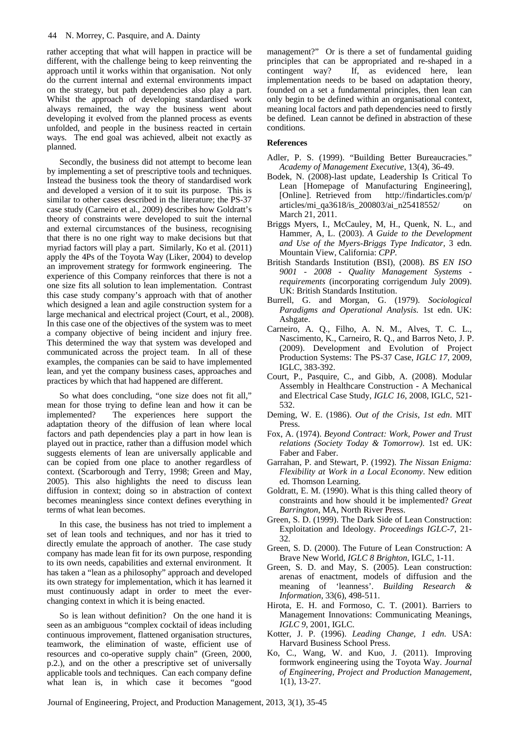rather accepting that what will happen in practice will be different, with the challenge being to keep reinventing the approach until it works within that organisation. Not only do the current internal and external environments impact on the strategy, but path dependencies also play a part. Whilst the approach of developing standardised work always remained, the way the business went about developing it evolved from the planned process as events unfolded, and people in the business reacted in certain ways. The end goal was achieved, albeit not exactly as planned.

Secondly, the business did not attempt to become lean by implementing a set of prescriptive tools and techniques. Instead the business took the theory of standardised work and developed a version of it to suit its purpose. This is similar to other cases described in the literature; the PS-37 case study (Carneiro et al., 2009) describes how Goldratt's theory of constraints were developed to suit the internal and external circumstances of the business, recognising that there is no one right way to make decisions but that myriad factors will play a part. Similarly, Ko et al. (2011) apply the 4Ps of the Toyota Way (Liker, 2004) to develop an improvement strategy for formwork engineering. The experience of this Company reinforces that there is not a one size fits all solution to lean implementation. Contrast this case study company's approach with that of another which designed a lean and agile construction system for a large mechanical and electrical project (Court, et al., 2008). In this case one of the objectives of the system was to meet a company objective of being incident and injury free. This determined the way that system was developed and communicated across the project team. In all of these examples, the companies can be said to have implemented lean, and yet the company business cases, approaches and practices by which that had happened are different.

So what does concluding, "one size does not fit all," mean for those trying to define lean and how it can be implemented? The experiences here support the adaptation theory of the diffusion of lean where local factors and path dependencies play a part in how lean is played out in practice, rather than a diffusion model which suggests elements of lean are universally applicable and can be copied from one place to another regardless of context. (Scarborough and Terry, 1998; Green and May, 2005). This also highlights the need to discuss lean diffusion in context; doing so in abstraction of context becomes meaningless since context defines everything in terms of what lean becomes.

In this case, the business has not tried to implement a set of lean tools and techniques, and nor has it tried to directly emulate the approach of another. The case study company has made lean fit for its own purpose, responding to its own needs, capabilities and external environment. It has taken a "lean as a philosophy" approach and developed its own strategy for implementation, which it has learned it must continuously adapt in order to meet the ever-changing context in which it is being enacted.

So is lean without definition? On the one hand it is seen as an ambiguous "complex cocktail of ideas including continuous improvement, flattened organisation structures, teamwork, the elimination of waste, efficient use of resources and co-operative supply chain" (Green, 2000, p.2.), and on the other a prescriptive set of universally applicable tools and techniques. Can each company define what lean is, in which case it becomes "good management?" Or is there a set of fundamental guiding principles that can be appropriated and re-shaped in a contingent way? If, as evidenced here, lean implementation needs to be based on adaptation theory, founded on a set a fundamental principles, then lean can only begin to be defined within an organisational context, meaning local factors and path dependencies need to firstly be defined. Lean cannot be defined in abstraction of these conditions.

## References

Adler, P. S. (1999). "Building Better Bureaucracies." *Academy of Management Executive*, 13(4), 36-49.

Bodek, N. (2008)-last update, Leadership Is Critical To Lean [Homepage of Manufacturing Engineering], [Online]. Retrieved from http://findarticles.com/p/articles/mi_qa3618/is_200803/ai_n25418552/ on March 21, 2011.

Briggs Myers, I., McCauley, M, H., Quenk, N. L., and Hammer, A, L. (2003). *A Guide to the Development and Use of the Myers-Briggs Type Indicator,* 3 edn. Mountain View, California: *CPP.*

British Standards Institution (BSI), (2008). *BS EN ISO 9001 - 2008 - Quality Management Systems - requirements* (incorporating corrigendum July 2009). UK: British Standards Institution.

Burrell, G. and Morgan, G. (1979). *Sociological Paradigms and Operational Analysis.* 1st edn. UK: Ashgate.

Carneiro, A. Q., Filho, A. N. M., Alves, T. C. L., Nascimento, K., Carneiro, R. Q., and Barros Neto, J. P. (2009). Development and Evolution of Project Production Systems: The PS-37 Case, *IGLC 17*, 2009, IGLC, 383-392.

Court, P., Pasquire, C., and Gibb, A. (2008). Modular Assembly in Healthcare Construction - A Mechanical and Electrical Case Study, *IGLC 16*, 2008, IGLC, 521-532.

Deming, W. E. (1986). *Out of the Crisis, 1st edn*. MIT Press.

Fox, A. (1974). *Beyond Contract: Work, Power and Trust relations (Society Today & Tomorrow)*. 1st ed. UK: Faber and Faber.

Garrahan, P. and Stewart, P. (1992). *The Nissan Enigma: Flexibility at Work in a Local Economy*. New edition ed. Thomson Learning.

Goldratt, E. M. (1990). What is this thing called theory of constraints and how should it be implemented? *Great Barrington*, MA, North River Press.

Green, S. D. (1999). The Dark Side of Lean Construction: Exploitation and Ideology. *Proceedings IGLC-7*, 21-32.

Green, S. D. (2000). The Future of Lean Construction: A Brave New World, *IGLC 8 Brighton*, IGLC, 1-11.

Green, S. D. and May, S. (2005). Lean construction: arenas of enactment, models of diffusion and the meaning of 'leanness'. *Building Research & Information*, 33(6), 498-511.

Hirota, E. H. and Formoso, C. T. (2001). Barriers to Management Innovations: Communicating Meanings, *IGLC 9*, 2001, IGLC.

Kotter, J. P. (1996). *Leading Change, 1 edn*. USA: Harvard Business School Press.

Ko, C., Wang, W. and Kuo, J. (2011). Improving formwork engineering using the Toyota Way. *Journal of Engineering, Project and Production Management*, 1(1), 13-27.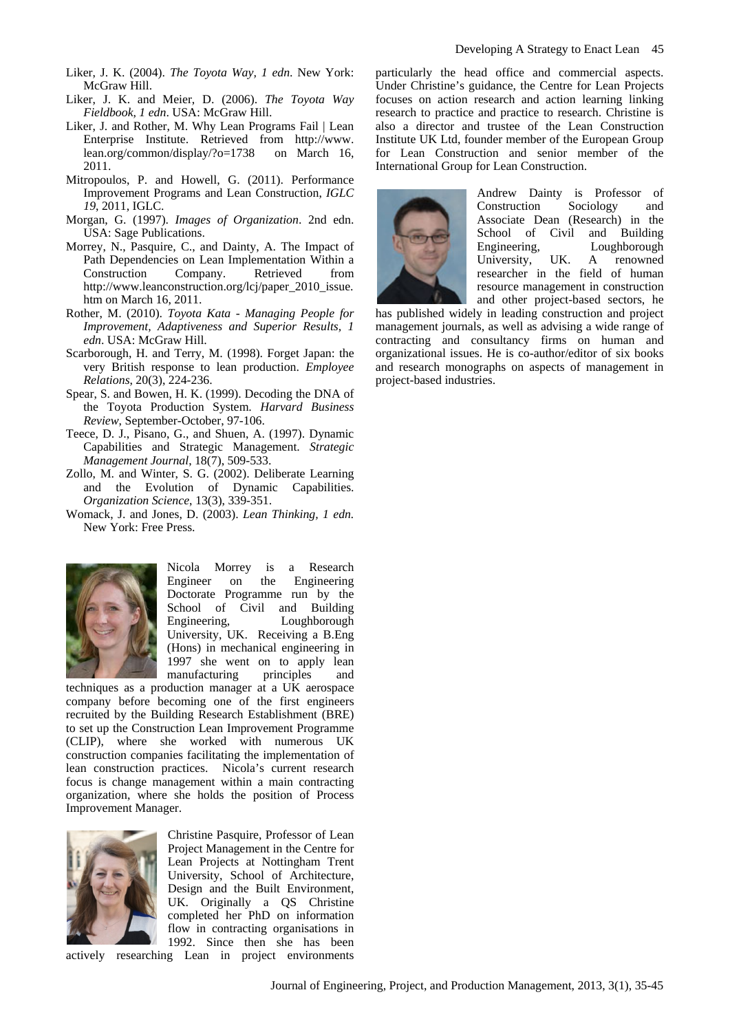Liker, J. K. (2004). *The Toyota Way, 1 edn*. New York: McGraw Hill.

Liker, J. K. and Meier, D. (2006). *The Toyota Way Fieldbook, 1 edn*. USA: McGraw Hill.

Liker, J. and Rother, M. Why Lean Programs Fail | Lean Enterprise Institute. Retrieved from http://www.lean.org/common/display/?o=1738 on March 16, 2011.

Mitropoulos, P. and Howell, G. (2011). Performance Improvement Programs and Lean Construction, *IGLC 19*, 2011, IGLC.

Morgan, G. (1997). *Images of Organization*. 2nd edn. USA: Sage Publications.

Morrey, N., Pasquire, C., and Dainty, A. The Impact of Path Dependencies on Lean Implementation Within a Construction Company. Retrieved from http://www.leanconstruction.org/lcj/paper_2010_issue.htm on March 16, 2011.

Rother, M. (2010). *Toyota Kata - Managing People for Improvement, Adaptiveness and Superior Results, 1 edn*. USA: McGraw Hill.

Scarborough, H. and Terry, M. (1998). Forget Japan: the very British response to lean production. *Employee Relations*, 20(3), 224-236.

Spear, S. and Bowen, H. K. (1999). Decoding the DNA of the Toyota Production System. *Harvard Business Review*, September-October, 97-106.

Teece, D. J., Pisano, G., and Shuen, A. (1997). Dynamic Capabilities and Strategic Management. *Strategic Management Journal*, 18(7), 509-533.

Zollo, M. and Winter, S. G. (2002). Deliberate Learning and the Evolution of Dynamic Capabilities. *Organization Science*, 13(3), 339-351.

Womack, J. and Jones, D. (2003). *Lean Thinking, 1 edn*. New York: Free Press.

Nicola Morrey is a Research Engineer on the Engineering Doctorate Programme run by the School of Civil and Building Engineering, Loughborough University, UK. Receiving a B.Eng (Hons) in mechanical engineering in 1997 she went on to apply lean manufacturing principles and techniques as a production manager at a UK aerospace company before becoming one of the first engineers recruited by the Building Research Establishment (BRE) to set up the Construction Lean Improvement Programme (CLIP), where she worked with numerous UK construction companies facilitating the implementation of lean construction practices. Nicola's current research focus is change management within a main contracting organization, where she holds the position of Process Improvement Manager.

Christine Pasquire, Professor of Lean Project Management in the Centre for Lean Projects at Nottingham Trent University, School of Architecture, Design and the Built Environment, UK. Originally a QS Christine completed her PhD on information flow in contracting organisations in 1992. Since then she has been actively researching Lean in project environments particularly the head office and commercial aspects. Under Christine's guidance, the Centre for Lean Projects focuses on action research and action learning linking research to practice and practice to research. Christine is also a director and trustee of the Lean Construction Institute UK Ltd, founder member of the European Group for Lean Construction and senior member of the International Group for Lean Construction.

Andrew Dainty is Professor of Construction Sociology and Associate Dean (Research) in the School of Civil and Building Engineering, Loughborough University, UK. A renowned researcher in the field of human resource management in construction and other project-based sectors, he has published widely in leading construction and project management journals, as well as advising a wide range of contracting and consultancy firms on human and organizational issues. He is co-author/editor of six books and research monographs on aspects of management in project-based industries.